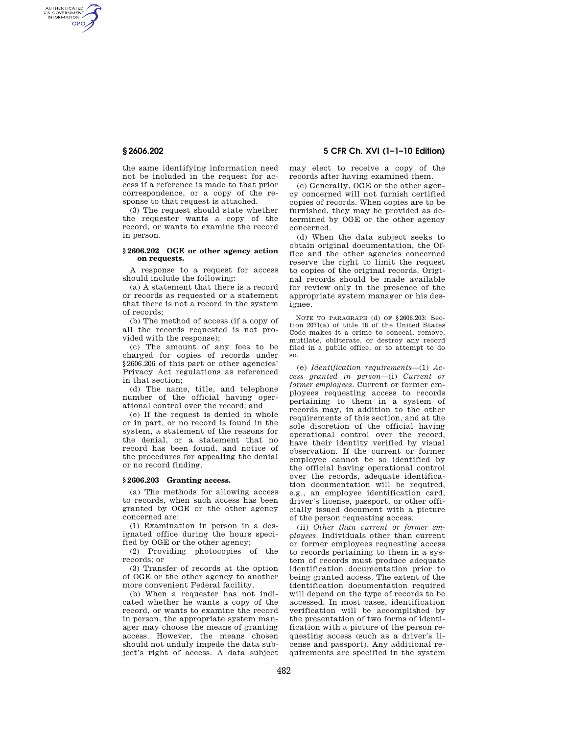the same identifying information need not be included in the request for access if a reference is made to that prior correspondence, or a copy of the response to that request is attached.

(3) The request should state whether the requester wants a copy of the record, or wants to examine the record in person.

### § 2606.202 OGE or other agency action on requests.

A response to a request for access should include the following:

(a) A statement that there is a record or records as requested or a statement that there is not a record in the system of records;

(b) The method of access (if a copy of all the records requested is not provided with the response);

(c) The amount of any fees to be charged for copies of records under § 2606.206 of this part or other agencies' Privacy Act regulations as referenced in that section;

(d) The name, title, and telephone number of the official having operational control over the record; and

(e) If the request is denied in whole or in part, or no record is found in the system, a statement of the reasons for the denial, or a statement that no record has been found, and notice of the procedures for appealing the denial or no record finding.

### § 2606.203 Granting access.

(a) The methods for allowing access to records, when such access has been granted by OGE or the other agency concerned are:

(1) Examination in person in a designated office during the hours specified by OGE or the other agency;

(2) Providing photocopies of the records; or

(3) Transfer of records at the option of OGE or the other agency to another more convenient Federal facility.

(b) When a requester has not indicated whether he wants a copy of the record, or wants to examine the record in person, the appropriate system manager may choose the means of granting access. However, the means chosen should not unduly impede the data subject's right of access. A data subject may elect to receive a copy of the records after having examined them.

(c) Generally, OGE or the other agency concerned will not furnish certified copies of records. When copies are to be furnished, they may be provided as determined by OGE or the other agency concerned.

(d) When the data subject seeks to obtain original documentation, the Office and the other agencies concerned reserve the right to limit the request to copies of the original records. Original records should be made available for review only in the presence of the appropriate system manager or his designee.

NOTE TO PARAGRAPH (d) OF § 2606.203: Section 2071(a) of title 18 of the United States Code makes it a crime to conceal, remove, mutilate, obliterate, or destroy any record filed in a public office, or to attempt to do so.

(e) *Identification requirements*—(1) *Access granted in person*—(i) *Current or former employees.* Current or former employees requesting access to records pertaining to them in a system of records may, in addition to the other requirements of this section, and at the sole discretion of the official having operational control over the record, have their identity verified by visual observation. If the current or former employee cannot be so identified by the official having operational control over the records, adequate identification documentation will be required, e.g., an employee identification card, driver's license, passport, or other officially issued document with a picture of the person requesting access.

(ii) *Other than current or former employees.* Individuals other than current or former employees requesting access to records pertaining to them in a system of records must produce adequate identification documentation prior to being granted access. The extent of the identification documentation required will depend on the type of records to be accessed. In most cases, identification verification will be accomplished by the presentation of two forms of identification with a picture of the person requesting access (such as a driver's license and passport). Any additional requirements are specified in the system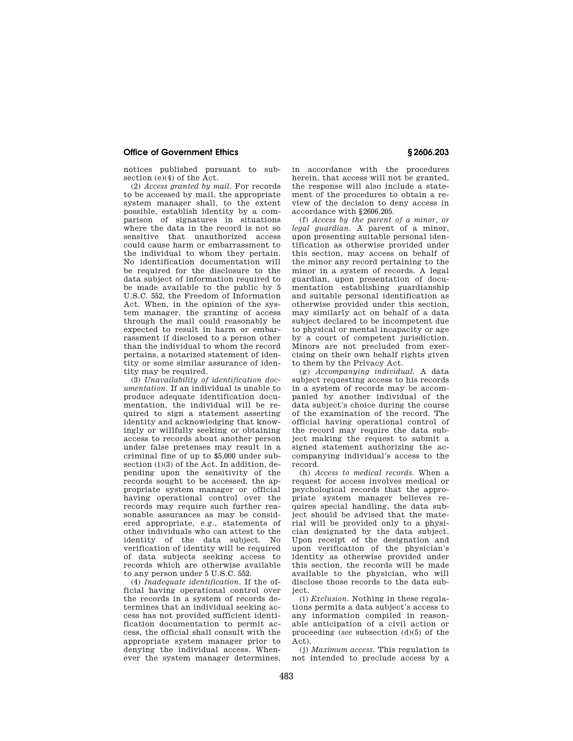notices published pursuant to subsection (e)(4) of the Act.

(2) *Access granted by mail.* For records to be accessed by mail, the appropriate system manager shall, to the extent possible, establish identity by a comparison of signatures in situations where the data in the record is not so sensitive that unauthorized access could cause harm or embarrassment to the individual to whom they pertain. No identification documentation will be required for the disclosure to the data subject of information required to be made available to the public by 5 U.S.C. 552, the Freedom of Information Act. When, in the opinion of the system manager, the granting of access through the mail could reasonably be expected to result in harm or embarrassment if disclosed to a person other than the individual to whom the record pertains, a notarized statement of identity or some similar assurance of identity may be required.

(3) *Unavailability of identification documentation.* If an individual is unable to produce adequate identification documentation, the individual will be required to sign a statement asserting identity and acknowledging that knowingly or willfully seeking or obtaining access to records about another person under false pretenses may result in a criminal fine of up to $5,000 under subsection (i)(3) of the Act. In addition, depending upon the sensitivity of the records sought to be accessed, the appropriate system manager or official having operational control over the records may require such further reasonable assurances as may be considered appropriate, e.g., statements of other individuals who can attest to the identity of the data subject. No verification of identity will be required of data subjects seeking access to records which are otherwise available to any person under 5 U.S.C. 552.

(4) *Inadequate identification.* If the official having operational control over the records in a system of records determines that an individual seeking access has not provided sufficient identification documentation to permit access, the official shall consult with the appropriate system manager prior to denying the individual access. Whenever the system manager determines, in accordance with the procedures herein, that access will not be granted, the response will also include a statement of the procedures to obtain a review of the decision to deny access in accordance with §2606.205.

(f) *Access by the parent of a minor, or legal guardian.* A parent of a minor, upon presenting suitable personal identification as otherwise provided under this section, may access on behalf of the minor any record pertaining to the minor in a system of records. A legal guardian, upon presentation of documentation establishing guardianship and suitable personal identification as otherwise provided under this section, may similarly act on behalf of a data subject declared to be incompetent due to physical or mental incapacity or age by a court of competent jurisdiction. Minors are not precluded from exercising on their own behalf rights given to them by the Privacy Act.

(g) *Accompanying individual.* A data subject requesting access to his records in a system of records may be accompanied by another individual of the data subject's choice during the course of the examination of the record. The official having operational control of the record may require the data subject making the request to submit a signed statement authorizing the accompanying individual's access to the record.

(h) *Access to medical records.* When a request for access involves medical or psychological records that the appropriate system manager believes requires special handling, the data subject should be advised that the material will be provided only to a physician designated by the data subject. Upon receipt of the designation and upon verification of the physician's identity as otherwise provided under this section, the records will be made available to the physician, who will disclose those records to the data subject.

(i) *Exclusion.* Nothing in these regulations permits a data subject's access to any information compiled in reasonable anticipation of a civil action or proceeding (*see* subsection (d)(5) of the Act).

(j) *Maximum access.* This regulation is not intended to preclude access by a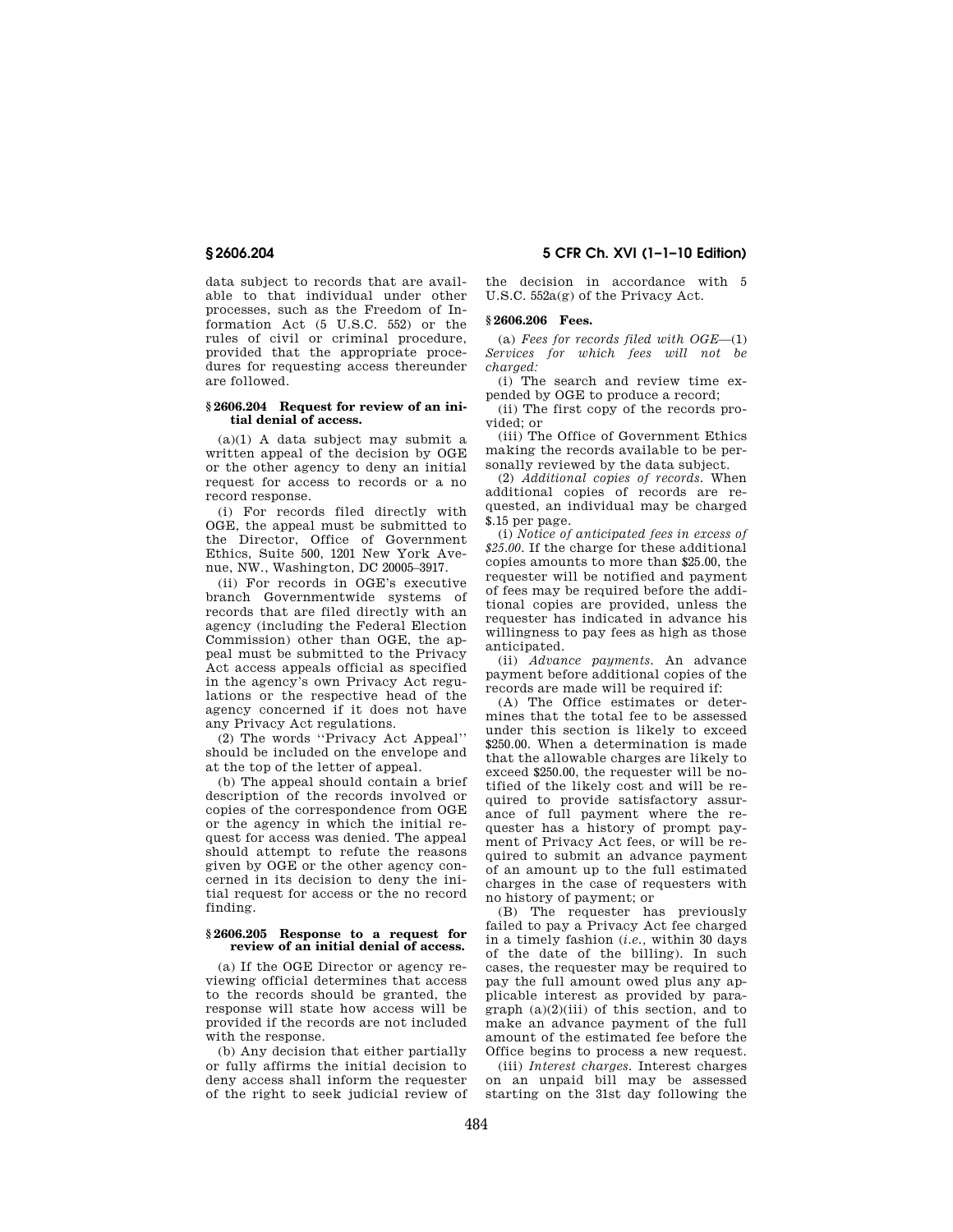data subject to records that are available to that individual under other processes, such as the Freedom of Information Act (5 U.S.C. 552) or the rules of civil or criminal procedure, provided that the appropriate procedures for requesting access thereunder are followed.

### § 2606.204 Request for review of an initial denial of access.

(a)(1) A data subject may submit a written appeal of the decision by OGE or the other agency to deny an initial request for access to records or a no record response.

(i) For records filed directly with OGE, the appeal must be submitted to the Director, Office of Government Ethics, Suite 500, 1201 New York Avenue, NW., Washington, DC 20005–3917.

(ii) For records in OGE's executive branch Governmentwide systems of records that are filed directly with an agency (including the Federal Election Commission) other than OGE, the appeal must be submitted to the Privacy Act access appeals official as specified in the agency's own Privacy Act regulations or the respective head of the agency concerned if it does not have any Privacy Act regulations.

(2) The words "Privacy Act Appeal" should be included on the envelope and at the top of the letter of appeal.

(b) The appeal should contain a brief description of the records involved or copies of the correspondence from OGE or the agency in which the initial request for access was denied. The appeal should attempt to refute the reasons given by OGE or the other agency concerned in its decision to deny the initial request for access or the no record finding.

### § 2606.205 Response to a request for review of an initial denial of access.

(a) If the OGE Director or agency reviewing official determines that access to the records should be granted, the response will state how access will be provided if the records are not included with the response.

(b) Any decision that either partially or fully affirms the initial decision to deny access shall inform the requester of the right to seek judicial review of the decision in accordance with 5 U.S.C. 552a(g) of the Privacy Act.

### § 2606.206 Fees.

(a) *Fees for records filed with OGE*—(1) *Services for which fees will not be charged:*

(i) The search and review time expended by OGE to produce a record;

(ii) The first copy of the records provided; or

(iii) The Office of Government Ethics making the records available to be personally reviewed by the data subject.

(2) *Additional copies of records.* When additional copies of records are requested, an individual may be charged $.15 per page.

(i) *Notice of anticipated fees in excess of $25.00.* If the charge for these additional copies amounts to more than $25.00, the requester will be notified and payment of fees may be required before the additional copies are provided, unless the requester has indicated in advance his willingness to pay fees as high as those anticipated.

(ii) *Advance payments.* An advance payment before additional copies of the records are made will be required if:

(A) The Office estimates or determines that the total fee to be assessed under this section is likely to exceed $250.00. When a determination is made that the allowable charges are likely to exceed $250.00, the requester will be notified of the likely cost and will be required to provide satisfactory assurance of full payment where the requester has a history of prompt payment of Privacy Act fees, or will be required to submit an advance payment of an amount up to the full estimated charges in the case of requesters with no history of payment; or

(B) The requester has previously failed to pay a Privacy Act fee charged in a timely fashion (*i.e.*, within 30 days of the date of the billing). In such cases, the requester may be required to pay the full amount owed plus any applicable interest as provided by paragraph (a)(2)(iii) of this section, and to make an advance payment of the full amount of the estimated fee before the Office begins to process a new request.

(iii) *Interest charges.* Interest charges on an unpaid bill may be assessed starting on the 31st day following the